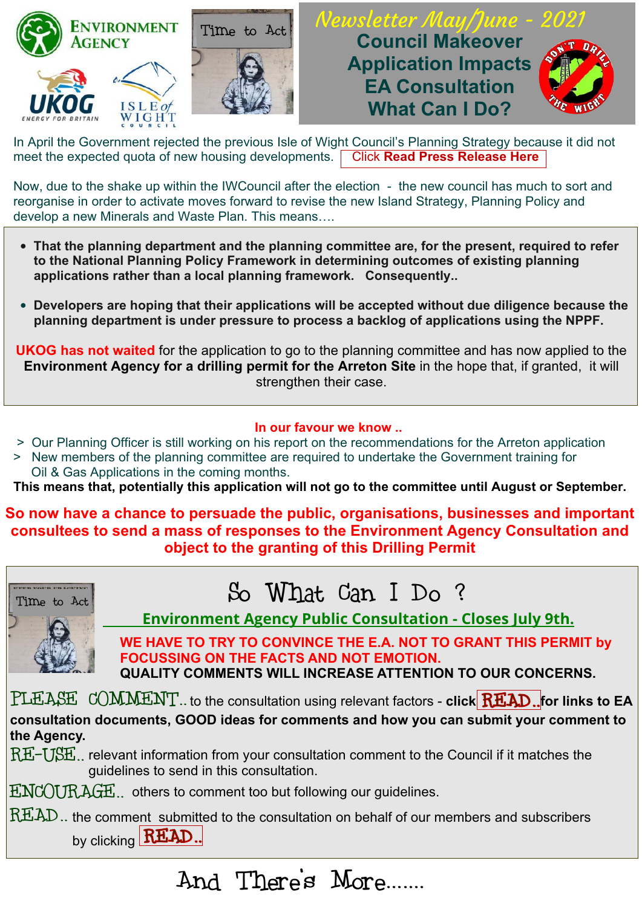ENVIRONMENT AGENCY

UKOG ENERGY FOR BRITAIN

ISLE of WIGHT COUNCIL

Time to Act

# Newsletter May/June - 2021

## Council Makeover
## Application Impacts
## EA Consultation
## What Can I Do?

DON'T DRILL THE WIGHT

In April the Government rejected the previous Isle of Wight Council's Planning Strategy because it did not meet the expected quota of new housing developments. Click **Read Press Release Here**

Now, due to the shake up within the IWCouncil after the election - the new council has much to sort and reorganise in order to activate moves forward to revise the new Island Strategy, Planning Policy and develop a new Minerals and Waste Plan. This means….

- **That the planning department and the planning committee are, for the present, required to refer to the National Planning Policy Framework in determining outcomes of existing planning applications rather than a local planning framework. Consequently..**
- **Developers are hoping that their applications will be accepted without due diligence because the planning department is under pressure to process a backlog of applications using the NPPF.**

**UKOG has not waited** for the application to go to the planning committee and has now applied to the **Environment Agency for a drilling permit for the Arreton Site** in the hope that, if granted, it will strengthen their case.

**In our favour we know ..**

> Our Planning Officer is still working on his report on the recommendations for the Arreton application
> New members of the planning committee are required to undertake the Government training for Oil & Gas Applications in the coming months.

**This means that, potentially this application will not go to the committee until August or September.**

**So now have a chance to persuade the public, organisations, businesses and important consultees to send a mass of responses to the Environment Agency Consultation and object to the granting of this Drilling Permit**

Time to Act

## So What Can I Do ?

**Environment Agency Public Consultation - Closes July 9th.**

**WE HAVE TO TRY TO CONVINCE THE E.A. NOT TO GRANT THIS PERMIT by FOCUSSING ON THE FACTS AND NOT EMOTION.**
**QUALITY COMMENTS WILL INCREASE ATTENTION TO OUR CONCERNS.**

PLEASE COMMENT.. to the consultation using relevant factors - **click READ.. for links to EA consultation documents, GOOD ideas for comments and how you can submit your comment to the Agency.**

RE-USE.. relevant information from your consultation comment to the Council if it matches the guidelines to send in this consultation.

ENCOURAGE.. others to comment too but following our guidelines.

READ.. the comment submitted to the consultation on behalf of our members and subscribers by clicking READ..

## And There's More…….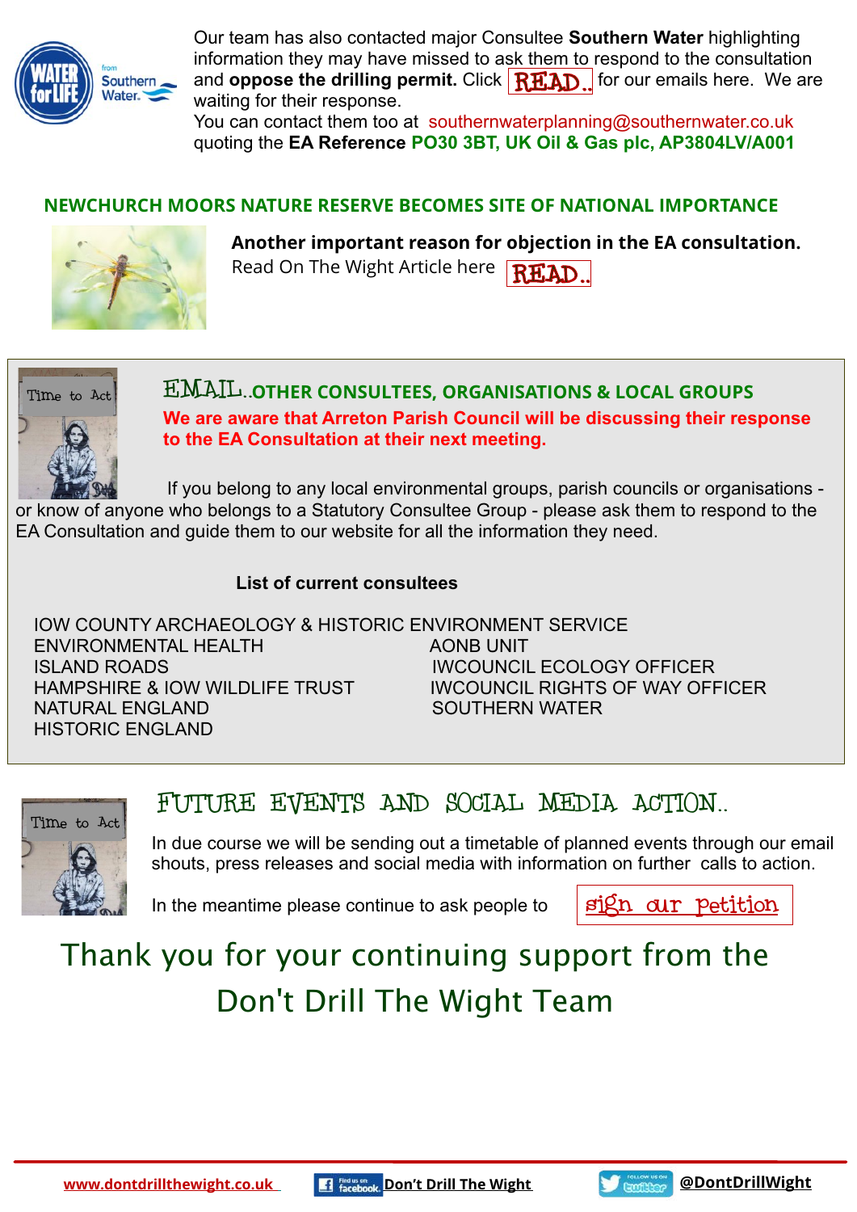Our team has also contacted major Consultee **Southern Water** highlighting information they may have missed to ask them to respond to the consultation and **oppose the drilling permit.** Click READ.. for our emails here. We are waiting for their response.

You can contact them too at southernwaterplanning@southernwater.co.uk quoting the **EA Reference** **PO30 3BT, UK Oil & Gas plc, AP3804LV/A001**

## NEWCHURCH MOORS NATURE RESERVE BECOMES SITE OF NATIONAL IMPORTANCE

**Another important reason for objection in the EA consultation.**

Read On The Wight Article here READ..

## EMAIL..OTHER CONSULTEES, ORGANISATIONS & LOCAL GROUPS

**We are aware that Arreton Parish Council will be discussing their response to the EA Consultation at their next meeting.**

If you belong to any local environmental groups, parish councils or organisations - or know of anyone who belongs to a Statutory Consultee Group - please ask them to respond to the EA Consultation and guide them to our website for all the information they need.

**List of current consultees**

- IOW COUNTY ARCHAEOLOGY & HISTORIC ENVIRONMENT SERVICE
- ENVIRONMENTAL HEALTH
- ISLAND ROADS
- HAMPSHIRE & IOW WILDLIFE TRUST
- NATURAL ENGLAND
- HISTORIC ENGLAND
- AONB UNIT
- IWCOUNCIL ECOLOGY OFFICER
- IWCOUNCIL RIGHTS OF WAY OFFICER
- SOUTHERN WATER

## FUTURE EVENTS AND SOCIAL MEDIA ACTION..

In due course we will be sending out a timetable of planned events through our email shouts, press releases and social media with information on further calls to action.

In the meantime please continue to ask people to sign our petition

# Thank you for your continuing support from the Don't Drill The Wight Team

www.dontdrillthewight.co.uk Don't Drill The Wight @DontDrillWight